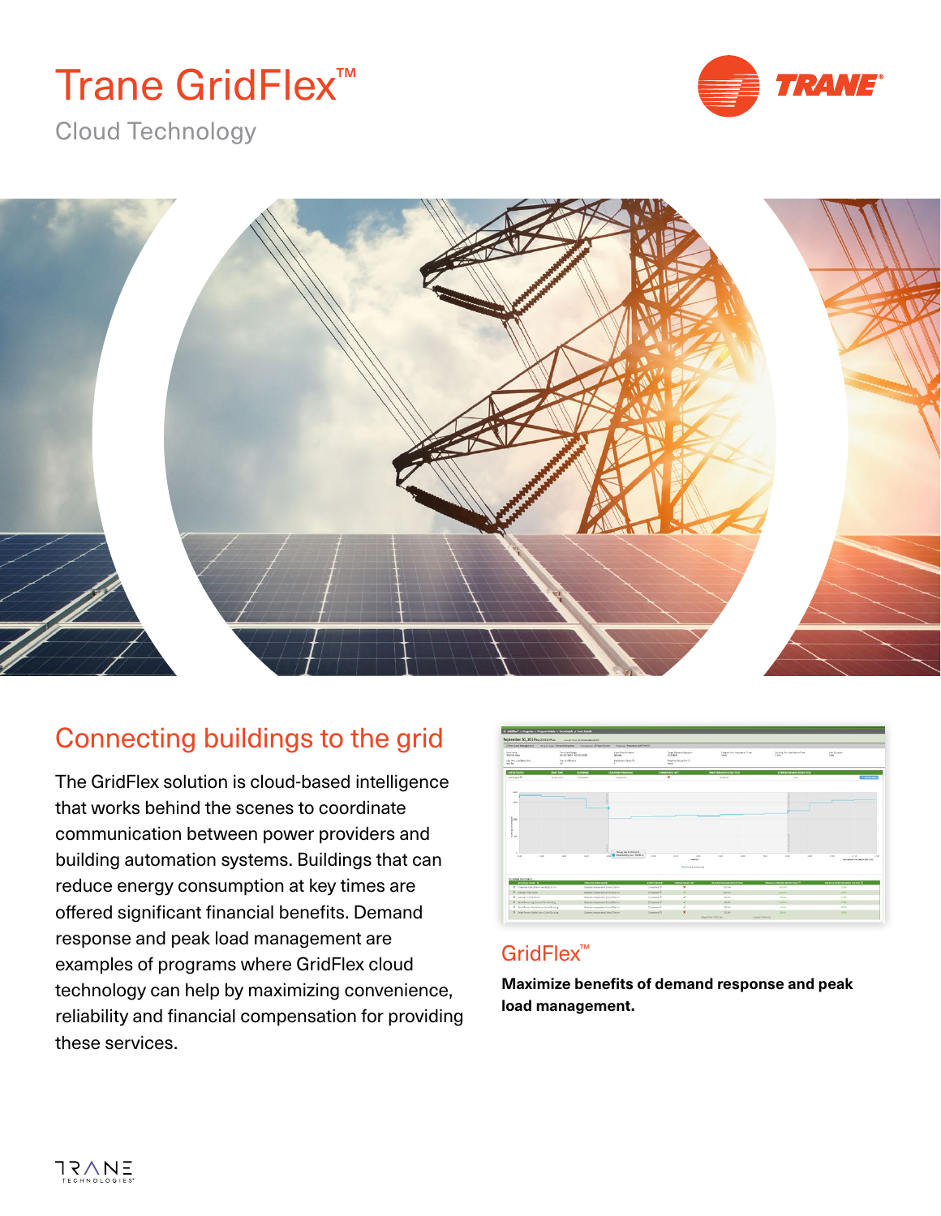# Trane GridFlex™

Cloud Technology

## Connecting buildings to the grid

The GridFlex solution is cloud-based intelligence that works behind the scenes to coordinate communication between power providers and building automation systems. Buildings that can reduce energy consumption at key times are offered significant financial benefits. Demand response and peak load management are examples of programs where GridFlex cloud technology can help by maximizing convenience, reliability and financial compensation for providing these services.

## GridFlex™

**Maximize benefits of demand response and peak load management.**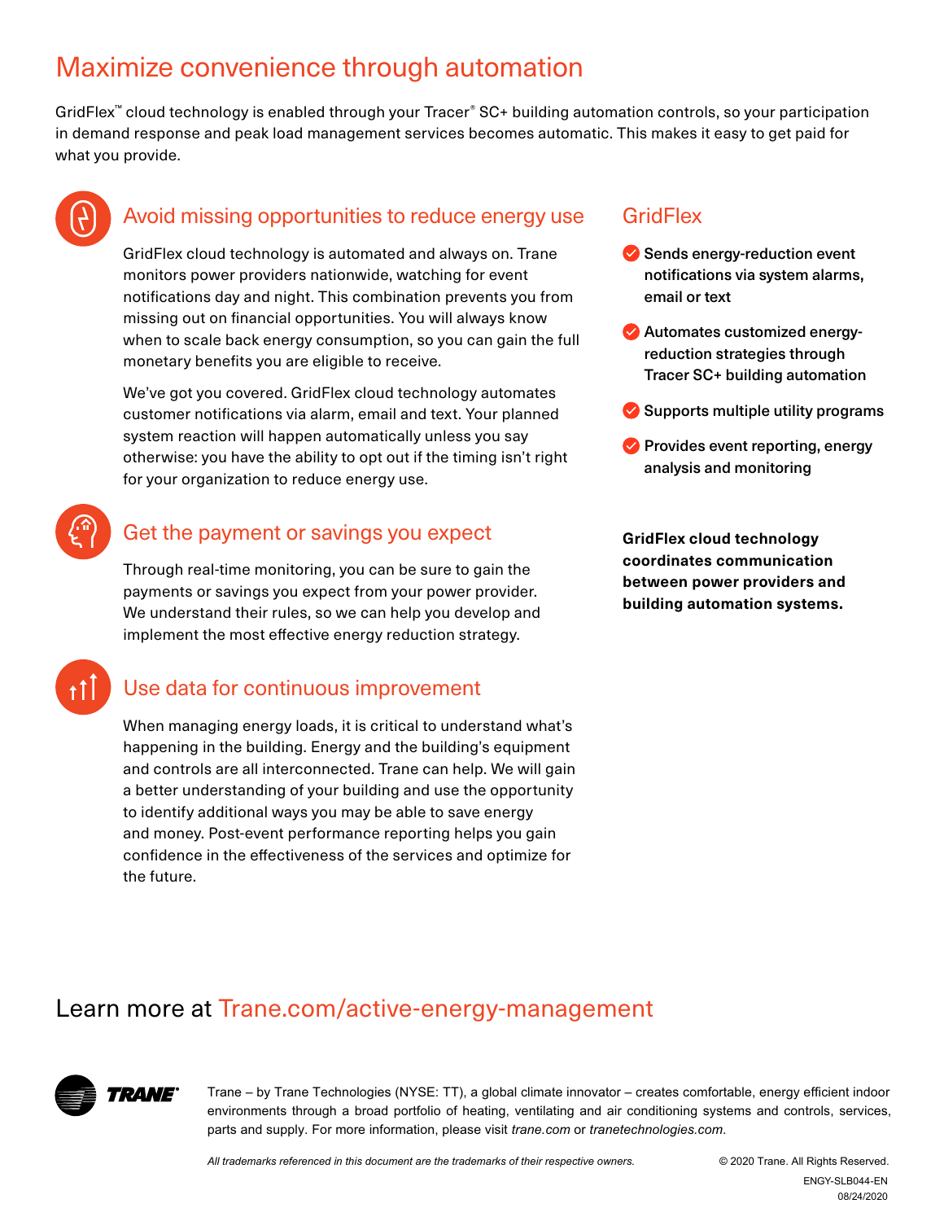# Maximize convenience through automation

GridFlex™ cloud technology is enabled through your Tracer® SC+ building automation controls, so your participation in demand response and peak load management services becomes automatic. This makes it easy to get paid for what you provide.

## Avoid missing opportunities to reduce energy use

GridFlex cloud technology is automated and always on. Trane monitors power providers nationwide, watching for event notifications day and night. This combination prevents you from missing out on financial opportunities. You will always know when to scale back energy consumption, so you can gain the full monetary benefits you are eligible to receive.

We've got you covered. GridFlex cloud technology automates customer notifications via alarm, email and text. Your planned system reaction will happen automatically unless you say otherwise: you have the ability to opt out if the timing isn't right for your organization to reduce energy use.

## Get the payment or savings you expect

Through real-time monitoring, you can be sure to gain the payments or savings you expect from your power provider. We understand their rules, so we can help you develop and implement the most effective energy reduction strategy.

## Use data for continuous improvement

When managing energy loads, it is critical to understand what's happening in the building. Energy and the building's equipment and controls are all interconnected. Trane can help. We will gain a better understanding of your building and use the opportunity to identify additional ways you may be able to save energy and money. Post-event performance reporting helps you gain confidence in the effectiveness of the services and optimize for the future.

## GridFlex

- **Sends energy-reduction event notifications via system alarms, email or text**
- **Automates customized energy-reduction strategies through Tracer SC+ building automation**
- **Supports multiple utility programs**
- **Provides event reporting, energy analysis and monitoring**

**GridFlex cloud technology coordinates communication between power providers and building automation systems.**

## Learn more at Trane.com/active-energy-management

Trane – by Trane Technologies (NYSE: TT), a global climate innovator – creates comfortable, energy efficient indoor environments through a broad portfolio of heating, ventilating and air conditioning systems and controls, services, parts and supply. For more information, please visit *trane.com* or *tranetechnologies.com*.

*All trademarks referenced in this document are the trademarks of their respective owners.*

© 2020 Trane. All Rights Reserved.

ENGY-SLB044-EN
08/24/2020